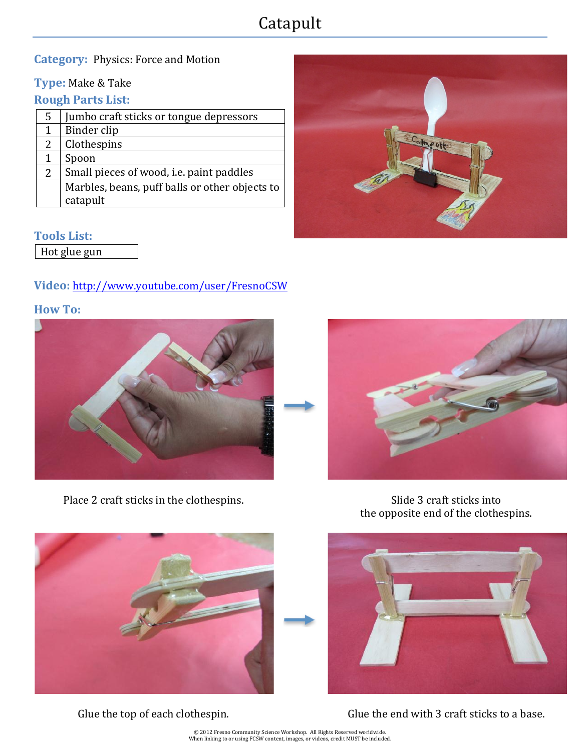# Catapult

**Category:** Physics: Force and Motion

**Type:** Make & Take

**Rough Parts List:**

| | |
|---|---|
| 5 | Jumbo craft sticks or tongue depressors |
| 1 | Binder clip |
| 2 | Clothespins |
| 1 | Spoon |
| 2 | Small pieces of wood, i.e. paint paddles |
| | Marbles, beans, puff balls or other objects to catapult |

**Tools List:**

| |
|---|
| Hot glue gun |

**Video:** http://www.youtube.com/user/FresnoCSW

**How To:**

Place 2 craft sticks in the clothespins.

Slide 3 craft sticks into the opposite end of the clothespins.

Glue the top of each clothespin.

Glue the end with 3 craft sticks to a base.

© 2012 Fresno Community Science Workshop. All Rights Reserved worldwide.
When linking to or using FCSW content, images, or videos, credit MUST be included.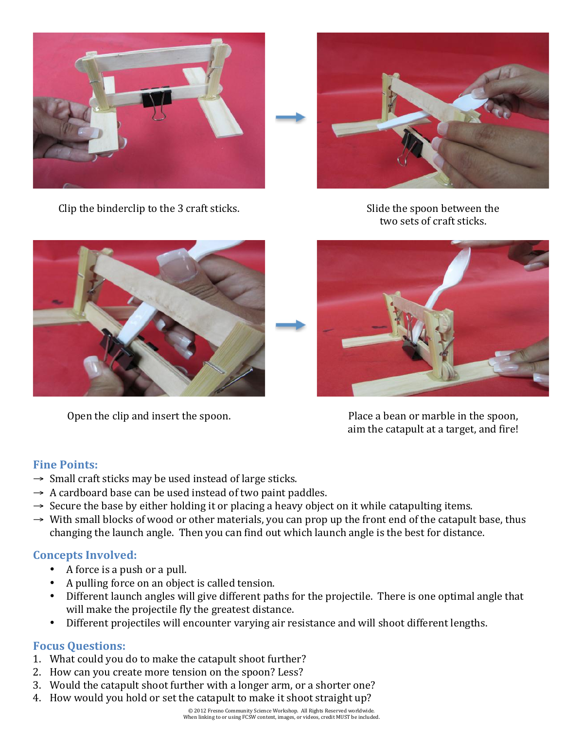Clip the binderclip to the 3 craft sticks.

Slide the spoon between the two sets of craft sticks.

Open the clip and insert the spoon.

Place a bean or marble in the spoon, aim the catapult at a target, and fire!

## Fine Points:

- → Small craft sticks may be used instead of large sticks.
- → A cardboard base can be used instead of two paint paddles.
- → Secure the base by either holding it or placing a heavy object on it while catapulting items.
- → With small blocks of wood or other materials, you can prop up the front end of the catapult base, thus changing the launch angle. Then you can find out which launch angle is the best for distance.

## Concepts Involved:

- A force is a push or a pull.
- A pulling force on an object is called tension.
- Different launch angles will give different paths for the projectile. There is one optimal angle that will make the projectile fly the greatest distance.
- Different projectiles will encounter varying air resistance and will shoot different lengths.

## Focus Questions:

1. What could you do to make the catapult shoot further?
2. How can you create more tension on the spoon? Less?
3. Would the catapult shoot further with a longer arm, or a shorter one?
4. How would you hold or set the catapult to make it shoot straight up?

© 2012 Fresno Community Science Workshop. All Rights Reserved worldwide.
When linking to or using FCSW content, images, or videos, credit MUST be included.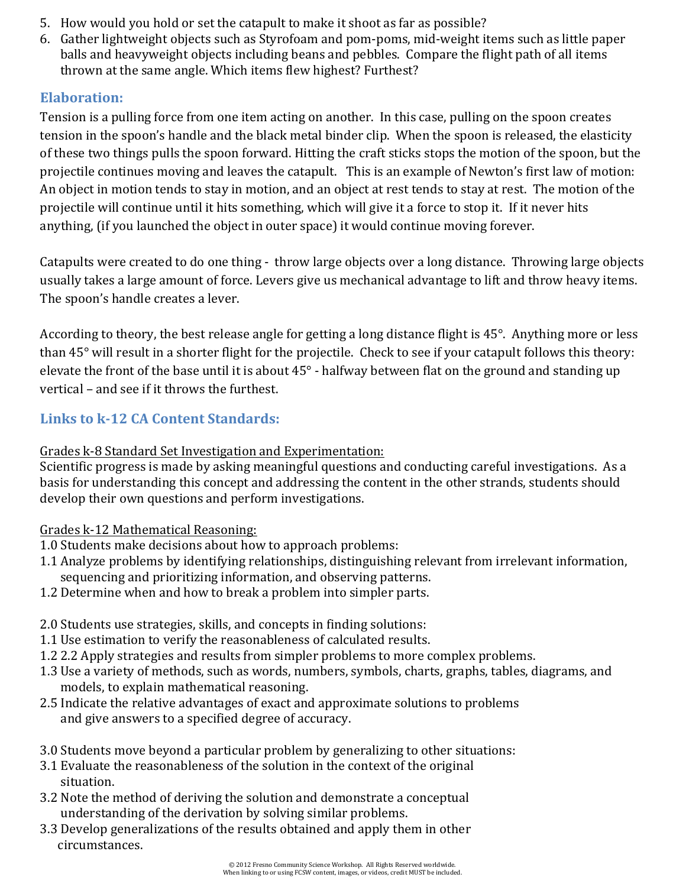5. How would you hold or set the catapult to make it shoot as far as possible?
6. Gather lightweight objects such as Styrofoam and pom-poms, mid-weight items such as little paper balls and heavyweight objects including beans and pebbles. Compare the flight path of all items thrown at the same angle. Which items flew highest? Furthest?

## Elaboration:

Tension is a pulling force from one item acting on another. In this case, pulling on the spoon creates tension in the spoon's handle and the black metal binder clip. When the spoon is released, the elasticity of these two things pulls the spoon forward. Hitting the craft sticks stops the motion of the spoon, but the projectile continues moving and leaves the catapult. This is an example of Newton's first law of motion: An object in motion tends to stay in motion, and an object at rest tends to stay at rest. The motion of the projectile will continue until it hits something, which will give it a force to stop it. If it never hits anything, (if you launched the object in outer space) it would continue moving forever.

Catapults were created to do one thing - throw large objects over a long distance. Throwing large objects usually takes a large amount of force. Levers give us mechanical advantage to lift and throw heavy items. The spoon's handle creates a lever.

According to theory, the best release angle for getting a long distance flight is 45°. Anything more or less than 45° will result in a shorter flight for the projectile. Check to see if your catapult follows this theory: elevate the front of the base until it is about 45° - halfway between flat on the ground and standing up vertical – and see if it throws the furthest.

## Links to k-12 CA Content Standards:

Grades k-8 Standard Set Investigation and Experimentation:
Scientific progress is made by asking meaningful questions and conducting careful investigations. As a basis for understanding this concept and addressing the content in the other strands, students should develop their own questions and perform investigations.

Grades k-12 Mathematical Reasoning:
1.0 Students make decisions about how to approach problems:
1.1 Analyze problems by identifying relationships, distinguishing relevant from irrelevant information, sequencing and prioritizing information, and observing patterns.
1.2 Determine when and how to break a problem into simpler parts.

2.0 Students use strategies, skills, and concepts in finding solutions:
1.1 Use estimation to verify the reasonableness of calculated results.
1.2 2.2 Apply strategies and results from simpler problems to more complex problems.
1.3 Use a variety of methods, such as words, numbers, symbols, charts, graphs, tables, diagrams, and models, to explain mathematical reasoning.
2.5 Indicate the relative advantages of exact and approximate solutions to problems and give answers to a specified degree of accuracy.

3.0 Students move beyond a particular problem by generalizing to other situations:
3.1 Evaluate the reasonableness of the solution in the context of the original situation.
3.2 Note the method of deriving the solution and demonstrate a conceptual understanding of the derivation by solving similar problems.
3.3 Develop generalizations of the results obtained and apply them in other circumstances.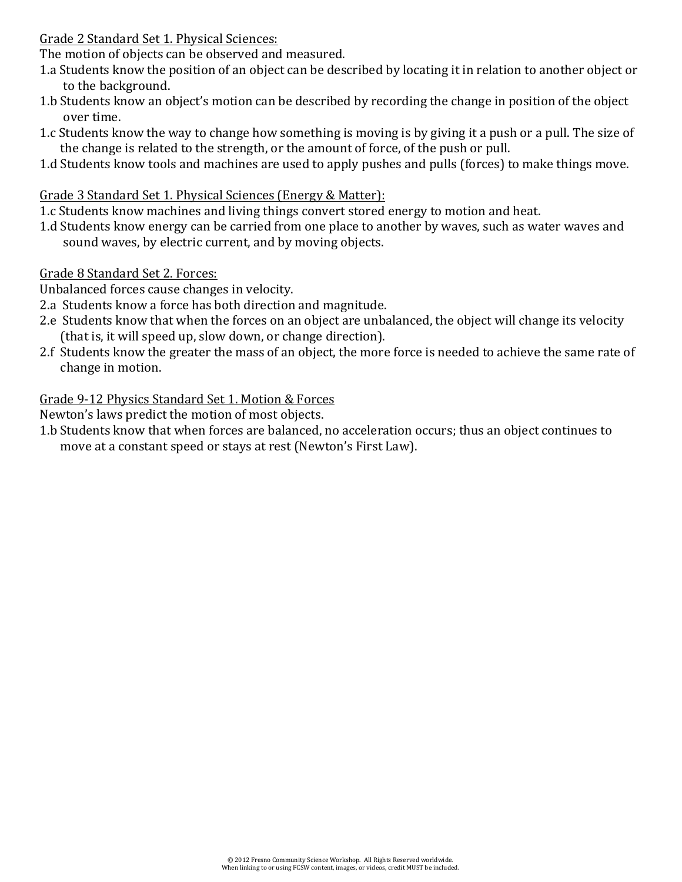Grade 2 Standard Set 1. Physical Sciences:

The motion of objects can be observed and measured.

1.a Students know the position of an object can be described by locating it in relation to another object or to the background.

1.b Students know an object's motion can be described by recording the change in position of the object over time.

1.c Students know the way to change how something is moving is by giving it a push or a pull. The size of the change is related to the strength, or the amount of force, of the push or pull.

1.d Students know tools and machines are used to apply pushes and pulls (forces) to make things move.

Grade 3 Standard Set 1. Physical Sciences (Energy & Matter):

1.c Students know machines and living things convert stored energy to motion and heat.

1.d Students know energy can be carried from one place to another by waves, such as water waves and sound waves, by electric current, and by moving objects.

Grade 8 Standard Set 2. Forces:

Unbalanced forces cause changes in velocity.

2.a Students know a force has both direction and magnitude.

2.e Students know that when the forces on an object are unbalanced, the object will change its velocity (that is, it will speed up, slow down, or change direction).

2.f Students know the greater the mass of an object, the more force is needed to achieve the same rate of change in motion.

Grade 9-12 Physics Standard Set 1. Motion & Forces

Newton's laws predict the motion of most objects.

1.b Students know that when forces are balanced, no acceleration occurs; thus an object continues to move at a constant speed or stays at rest (Newton's First Law).

© 2012 Fresno Community Science Workshop. All Rights Reserved worldwide.
When linking to or using FCSW content, images, or videos, credit MUST be included.